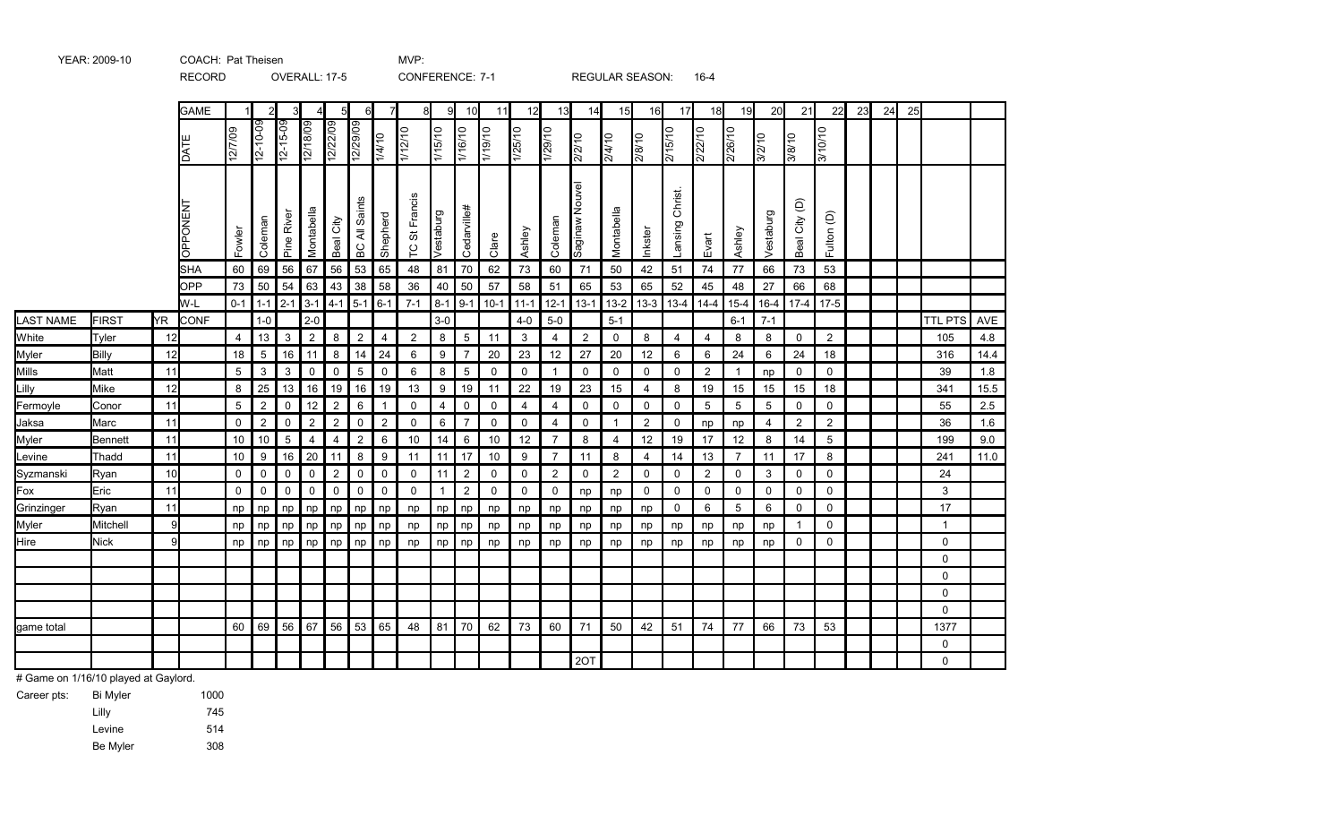YEAR: 2009-10 COACH: Pat Theisen MVP:

RECORD OVERALL: 17-5 CONFERENCE: 7-1 REGULAR SEASON: 16-4

| | | | GAME | 1 | 2 | 3 | 4 | 5 | 6 | 7 | 8 | 9 | 10 | 11 | 12 | 13 | 14 | 15 | 16 | 17 | 18 | 19 | 20 | 21 | 22 | 23 | 24 | 25 | | |
|---|---|---|---|---|---|---|---|---|---|---|---|---|---|---|---|---|---|---|---|---|---|---|---|---|---|---|---|---|---|---|
| | | | DATE | 12/7/09 | 12-10-09 | 12-15-09 | 12/18/09 | 12/22/09 | 12/29/09 | 1/4/10 | 1/12/10 | 1/15/10 | 1/16/10 | 1/19/10 | 1/25/10 | 1/29/10 | 2/2/10 | 2/4/10 | 2/8/10 | 2/15/10 | 2/22/10 | 2/26/10 | 3/2/10 | 3/8/10 | 3/10/10 | | | | | |
| | | | OPPONENT | Fowler | Coleman | Pine River | Montabella | Beal City | BC All Saints | Shepherd | TC St Francis | Vestaburg | Cedarville# | Clare | Ashley | Coleman | Saginaw Nouvel | Montabella | Inkster | Lansing Christ. | Evart | Ashley | Vestaburg | Beal City (D) | Fulton (D) | | | | | |
| | | | SHA | 60 | 69 | 56 | 67 | 56 | 53 | 65 | 48 | 81 | 70 | 62 | 73 | 60 | 71 | 50 | 42 | 51 | 74 | 77 | 66 | 73 | 53 | | | | | |
| | | | OPP | 73 | 50 | 54 | 63 | 43 | 38 | 58 | 36 | 40 | 50 | 57 | 58 | 51 | 65 | 53 | 65 | 52 | 45 | 48 | 27 | 66 | 68 | | | | | |
| | | | W-L | 0-1 | 1-1 | 2-1 | 3-1 | 4-1 | 5-1 | 6-1 | 7-1 | 8-1 | 9-1 | 10-1 | 11-1 | 12-1 | 13-1 | 13-2 | 13-3 | 13-4 | 14-4 | 15-4 | 16-4 | 17-4 | 17-5 | | | | | |
| LAST NAME | FIRST | YR | CONF | | 1-0 | | 2-0 | | | | | 3-0 | | | 4-0 | 5-0 | | 5-1 | | | | 6-1 | 7-1 | | | | | | TTL PTS | AVE |
| White | Tyler | 12 | | 4 | 13 | 3 | 2 | 8 | 2 | 4 | 2 | 8 | 5 | 11 | 3 | 4 | 2 | 0 | 8 | 4 | 4 | 8 | 8 | 0 | 2 | | | | 105 | 4.8 |
| Myler | Billy | 12 | | 18 | 5 | 16 | 11 | 8 | 14 | 24 | 6 | 9 | 7 | 20 | 23 | 12 | 27 | 20 | 12 | 6 | 6 | 24 | 6 | 24 | 18 | | | | 316 | 14.4 |
| Mills | Matt | 11 | | 5 | 3 | 3 | 0 | 0 | 5 | 0 | 6 | 8 | 5 | 0 | 0 | 1 | 0 | 0 | 0 | 0 | 2 | 1 | np | 0 | 0 | | | | 39 | 1.8 |
| Lilly | Mike | 12 | | 8 | 25 | 13 | 16 | 19 | 16 | 19 | 13 | 9 | 19 | 11 | 22 | 19 | 23 | 15 | 4 | 8 | 19 | 15 | 15 | 15 | 18 | | | | 341 | 15.5 |
| Fermoyle | Conor | 11 | | 5 | 2 | 0 | 12 | 2 | 6 | 1 | 0 | 4 | 0 | 0 | 4 | 4 | 0 | 0 | 0 | 0 | 5 | 5 | 5 | 0 | 0 | | | | 55 | 2.5 |
| Jaksa | Marc | 11 | | 0 | 2 | 0 | 2 | 2 | 0 | 2 | 0 | 6 | 7 | 0 | 0 | 4 | 0 | 1 | 2 | 0 | np | np | 4 | 2 | 2 | | | | 36 | 1.6 |
| Myler | Bennett | 11 | | 10 | 10 | 5 | 4 | 4 | 2 | 6 | 10 | 14 | 6 | 10 | 12 | 7 | 8 | 4 | 12 | 19 | 17 | 12 | 8 | 14 | 5 | | | | 199 | 9.0 |
| Levine | Thadd | 11 | | 10 | 9 | 16 | 20 | 11 | 8 | 9 | 11 | 11 | 17 | 10 | 9 | 7 | 11 | 8 | 4 | 14 | 13 | 7 | 11 | 17 | 8 | | | | 241 | 11.0 |
| Syzmanski | Ryan | 10 | | 0 | 0 | 0 | 0 | 2 | 0 | 0 | 0 | 11 | 2 | 0 | 0 | 2 | 0 | 2 | 0 | 0 | 2 | 0 | 3 | 0 | 0 | | | | 24 | |
| Fox | Eric | 11 | | 0 | 0 | 0 | 0 | 0 | 0 | 0 | 0 | 1 | 2 | 0 | 0 | 0 | np | np | 0 | 0 | 0 | 0 | 0 | 0 | 0 | | | | 3 | |
| Grinzinger | Ryan | 11 | | np | np | np | np | np | np | np | np | np | np | np | np | np | np | np | np | 0 | 6 | 5 | 6 | 0 | 0 | | | | 17 | |
| Myler | Mitchell | 9 | | np | np | np | np | np | np | np | np | np | np | np | np | np | np | np | np | np | np | np | np | 1 | 0 | | | | 1 | |
| Hire | Nick | 9 | | np | np | np | np | np | np | np | np | np | np | np | np | np | np | np | np | np | np | np | np | 0 | 0 | | | | 0 | |
| | | | | | | | | | | | | | | | | | | | | | | | | | | | | | 0 | |
| | | | | | | | | | | | | | | | | | | | | | | | | | | | | | 0 | |
| | | | | | | | | | | | | | | | | | | | | | | | | | | | | | 0 | |
| | | | | | | | | | | | | | | | | | | | | | | | | | | | | | 0 | |
| game total | | | | 60 | 69 | 56 | 67 | 56 | 53 | 65 | 48 | 81 | 70 | 62 | 73 | 60 | 71 | 50 | 42 | 51 | 74 | 77 | 66 | 73 | 53 | | | | 1377 | |
| | | | | | | | | | | | | | | | | | | | | | | | | | | | | | 0 | |
| | | | | | | | | | | | | | | | | | 2OT | | | | | | | | | | | | 0 | |

# Game on 1/16/10 played at Gaylord.

Career pts:

| | |
|---|---|
| Bi Myler | 1000 |
| Lilly | 745 |
| Levine | 514 |
| Be Myler | 308 |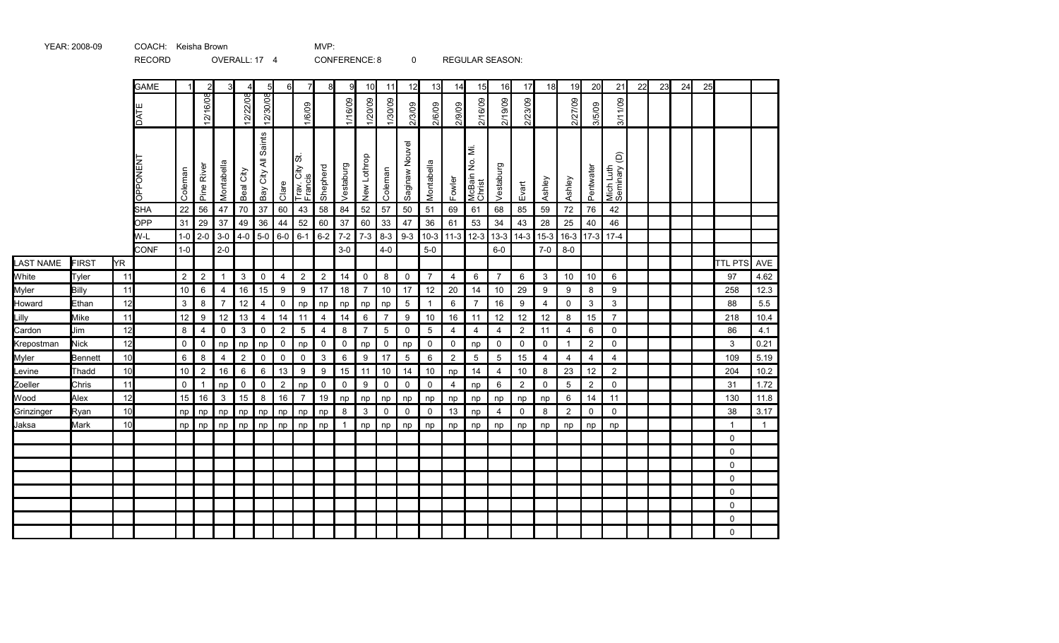YEAR: 2008-09 COACH: Keisha Brown MVP:

RECORD OVERALL: 17 4 CONFERENCE: 8 0 REGULAR SEASON:

| | | | GAME | 1 | 2 | 3 | 4 | 5 | 6 | 7 | 8 | 9 | 10 | 11 | 12 | 13 | 14 | 15 | 16 | 17 | 18 | 19 | 20 | 21 | 22 | 23 | 24 | 25 | | |
|---|---|---|---|---|---|---|---|---|---|---|---|---|---|---|---|---|---|---|---|---|---|---|---|---|---|---|---|---|---|---|
| | | | DATE | | 12/16/08 | | 12/22/08 | 12/30/08 | | 1/6/09 | | 1/16/09 | 1/20/09 | 1/30/09 | 2/3/09 | 2/6/09 | 2/9/09 | 2/16/09 | 2/19/09 | 2/23/09 | | 2/27/09 | 3/5/09 | 3/11/09 | | | | | | |
| | | | OPPONENT | Coleman | Pine River | Montabella | Beal City | Bay City All Saints | Clare | Trav. City St. Francis | Shepherd | Vestaburg | New Lothrop | Coleman | Saginaw Nouvel | Montabella | Fowler | McBain No. Mi. Christ | Vestaburg | Evart | Ashley | Ashley | Pentwater | Mich Luth Seminary (D) | | | | | | |
| | | | SHA | 22 | 56 | 47 | 70 | 37 | 60 | 43 | 58 | 84 | 52 | 57 | 50 | 51 | 69 | 61 | 68 | 85 | 59 | 72 | 76 | 42 | | | | | | |
| | | | OPP | 31 | 29 | 37 | 49 | 36 | 44 | 52 | 60 | 37 | 60 | 33 | 47 | 36 | 61 | 53 | 34 | 43 | 28 | 25 | 40 | 46 | | | | | | |
| | | | W-L | 1-0 | 2-0 | 3-0 | 4-0 | 5-0 | 6-0 | 6-1 | 6-2 | 7-2 | 7-3 | 8-3 | 9-3 | 10-3 | 11-3 | 12-3 | 13-3 | 14-3 | 15-3 | 16-3 | 17-3 | 17-4 | | | | | | |
| | | | CONF | 1-0 | | 2-0 | | | | | | 3-0 | | 4-0 | | 5-0 | | | 6-0 | | 7-0 | 8-0 | | | | | | | | |
| LAST NAME | FIRST | YR | | | | | | | | | | | | | | | | | | | | | | | | | | | TTL PTS | AVE |
| White | Tyler | 11 | | 2 | 2 | 1 | 3 | 0 | 4 | 2 | 2 | 14 | 0 | 8 | 0 | 7 | 4 | 6 | 7 | 6 | 3 | 10 | 10 | 6 | | | | | 97 | 4.62 |
| Myler | Billy | 11 | | 10 | 6 | 4 | 16 | 15 | 9 | 9 | 17 | 18 | 7 | 10 | 17 | 12 | 20 | 14 | 10 | 29 | 9 | 9 | 8 | 9 | | | | | 258 | 12.3 |
| Howard | Ethan | 12 | | 3 | 8 | 7 | 12 | 4 | 0 | np | np | np | np | np | 5 | 1 | 6 | 7 | 16 | 9 | 4 | 0 | 3 | 3 | | | | | 88 | 5.5 |
| Lilly | Mike | 11 | | 12 | 9 | 12 | 13 | 4 | 14 | 11 | 4 | 14 | 6 | 7 | 9 | 10 | 16 | 11 | 12 | 12 | 12 | 8 | 15 | 7 | | | | | 218 | 10.4 |
| Cardon | Jim | 12 | | 8 | 4 | 0 | 3 | 0 | 2 | 5 | 4 | 8 | 7 | 5 | 0 | 5 | 4 | 4 | 4 | 2 | 11 | 4 | 6 | 0 | | | | | 86 | 4.1 |
| Krepostman | Nick | 12 | | 0 | 0 | np | np | np | 0 | np | 0 | 0 | np | 0 | np | 0 | 0 | np | 0 | 0 | 0 | 1 | 2 | 0 | | | | | 3 | 0.21 |
| Myler | Bennett | 10 | | 6 | 8 | 4 | 2 | 0 | 0 | 0 | 3 | 6 | 9 | 17 | 5 | 6 | 2 | 5 | 5 | 15 | 4 | 4 | 4 | 4 | | | | | 109 | 5.19 |
| Levine | Thadd | 10 | | 10 | 2 | 16 | 6 | 6 | 13 | 9 | 9 | 15 | 11 | 10 | 14 | 10 | np | 14 | 4 | 10 | 8 | 23 | 12 | 2 | | | | | 204 | 10.2 |
| Zoeller | Chris | 11 | | 0 | 1 | np | 0 | 0 | 2 | np | 0 | 0 | 9 | 0 | 0 | 0 | 4 | np | 6 | 2 | 0 | 5 | 2 | 0 | | | | | 31 | 1.72 |
| Wood | Alex | 12 | | 15 | 16 | 3 | 15 | 8 | 16 | 7 | 19 | np | np | np | np | np | np | np | np | np | np | 6 | 14 | 11 | | | | | 130 | 11.8 |
| Grinzinger | Ryan | 10 | | np | np | np | np | np | np | np | np | 8 | 3 | 0 | 0 | 0 | 13 | np | 4 | 0 | 8 | 2 | 0 | 0 | | | | | 38 | 3.17 |
| Jaksa | Mark | 10 | | np | np | np | np | np | np | np | np | 1 | np | np | np | np | np | np | np | np | np | np | np | np | | | | | 1 | 1 |
| | | | | | | | | | | | | | | | | | | | | | | | | | | | | | 0 | |
| | | | | | | | | | | | | | | | | | | | | | | | | | | | | | 0 | |
| | | | | | | | | | | | | | | | | | | | | | | | | | | | | | 0 | |
| | | | | | | | | | | | | | | | | | | | | | | | | | | | | | 0 | |
| | | | | | | | | | | | | | | | | | | | | | | | | | | | | | 0 | |
| | | | | | | | | | | | | | | | | | | | | | | | | | | | | | 0 | |
| | | | | | | | | | | | | | | | | | | | | | | | | | | | | | 0 | |
| | | | | | | | | | | | | | | | | | | | | | | | | | | | | | 0 | |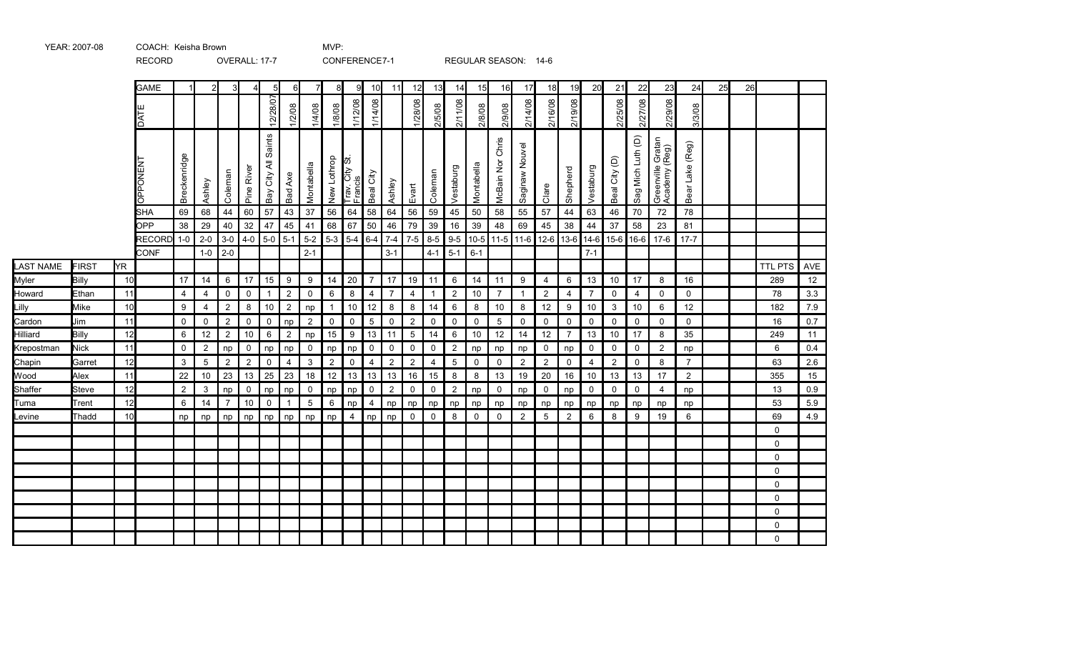YEAR: 2007-08 COACH: Keisha Brown MVP:

RECORD OVERALL: 17-7 CONFERENCE7-1 REGULAR SEASON: 14-6

| | | | GAME | 1 | 2 | 3 | 4 | 5 | 6 | 7 | 8 | 9 | 10 | 11 | 12 | 13 | 14 | 15 | 16 | 17 | 18 | 19 | 20 | 21 | 22 | 23 | 24 | 25 | 26 | | |
|---|---|---|---|---|---|---|---|---|---|---|---|---|---|---|---|---|---|---|---|---|---|---|---|---|---|---|---|---|---|---|---|
| | | | DATE | | | | | 12/28/07 | 1/2/08 | 1/4/08 | 1/8/08 | 1/12/08 | 1/14/08 | | 1/28/08 | 2/5/08 | 2/11/08 | 2/8/08 | 2/9/08 | 2/14/08 | 2/16/08 | 2/19/08 | | 2/25/08 | 2/27/08 | 2/29/08 | 3/3/08 | | | | |
| | | | OPPONENT | Breckenridge | Ashley | Coleman | Pine River | Bay City All Saints | Bad Axe | Montabella | New Lothrop | Trav. City St. Francis | Beal City | Ashley | Evart | Coleman | Vestaburg | Montabella | McBain Nor Chris | Saginaw Nouvel | Clare | Shepherd | Vestaburg | Beal City (D) | Sag Mich Luth (D) | Greenville Gratan Academy (Reg) | Bear Lake (Reg) | | | | |
| | | | SHA | 69 | 68 | 44 | 60 | 57 | 43 | 37 | 56 | 64 | 58 | 64 | 56 | 59 | 45 | 50 | 58 | 55 | 57 | 44 | 63 | 46 | 70 | 72 | 78 | | | | |
| | | | OPP | 38 | 29 | 40 | 32 | 47 | 45 | 41 | 68 | 67 | 50 | 46 | 79 | 39 | 16 | 39 | 48 | 69 | 45 | 38 | 44 | 37 | 58 | 23 | 81 | | | | |
| | | | RECORD | 1-0 | 2-0 | 3-0 | 4-0 | 5-0 | 5-1 | 5-2 | 5-3 | 5-4 | 6-4 | 7-4 | 7-5 | 8-5 | 9-5 | 10-5 | 11-5 | 11-6 | 12-6 | 13-6 | 14-6 | 15-6 | 16-6 | 17-6 | 17-7 | | | | |
| | | | CONF | | 1-0 | 2-0 | | | | 2-1 | | | | 3-1 | | 4-1 | 5-1 | 6-1 | | | | | 7-1 | | | | | | | | |
| LAST NAME | FIRST | YR | | | | | | | | | | | | | | | | | | | | | | | | | | | | TTL PTS | AVE |
| Myler | Billy | 10 | | 17 | 14 | 6 | 17 | 15 | 9 | 9 | 14 | 20 | 7 | 17 | 19 | 11 | 6 | 14 | 11 | 9 | 4 | 6 | 13 | 10 | 17 | 8 | 16 | | | 289 | 12 |
| Howard | Ethan | 11 | | 4 | 4 | 0 | 0 | 1 | 2 | 0 | 6 | 8 | 4 | 7 | 4 | 1 | 2 | 10 | 7 | 1 | 2 | 4 | 7 | 0 | 4 | 0 | 0 | | | 78 | 3.3 |
| Lilly | Mike | 10 | | 9 | 4 | 2 | 8 | 10 | 2 | np | 1 | 10 | 12 | 8 | 8 | 14 | 6 | 8 | 10 | 8 | 12 | 9 | 10 | 3 | 10 | 6 | 12 | | | 182 | 7.9 |
| Cardon | Jim | 11 | | 0 | 0 | 2 | 0 | 0 | np | 2 | 0 | 0 | 5 | 0 | 2 | 0 | 0 | 5 | 0 | 0 | 0 | 0 | 0 | 0 | 0 | 0 | 0 | | | 16 | 0.7 |
| Hilliard | Billy | 12 | | 6 | 12 | 2 | 10 | 6 | 2 | np | 15 | 9 | 13 | 11 | 5 | 14 | 6 | 10 | 12 | 14 | 12 | 7 | 13 | 10 | 17 | 8 | 35 | | | 249 | 11 |
| Krepostman | Nick | 11 | | 0 | 2 | np | 0 | np | np | 0 | np | np | 0 | 0 | 0 | 0 | 2 | np | np | np | 0 | np | 0 | 0 | 0 | 2 | np | | | 6 | 0.4 |
| Chapin | Garret | 12 | | 3 | 5 | 2 | 2 | 0 | 4 | 3 | 2 | 0 | 4 | 2 | 2 | 4 | 5 | 0 | 0 | 2 | 2 | 0 | 4 | 2 | 0 | 8 | 7 | | | 63 | 2.6 |
| Wood | Alex | 11 | | 22 | 10 | 23 | 13 | 25 | 23 | 18 | 12 | 13 | 13 | 13 | 16 | 15 | 8 | 8 | 13 | 19 | 20 | 16 | 10 | 13 | 13 | 17 | 2 | | | 355 | 15 |
| Shaffer | Steve | 12 | | 2 | 3 | np | 0 | np | np | 0 | np | np | 0 | 2 | 0 | 0 | 2 | np | 0 | np | 0 | np | 0 | 0 | 0 | 4 | np | | | 13 | 0.9 |
| Tuma | Trent | 12 | | 6 | 14 | 7 | 10 | 0 | 1 | 5 | 6 | np | 4 | np | np | np | np | np | np | np | np | np | np | np | np | np | np | | | 53 | 5.9 |
| Levine | Thadd | 10 | | np | np | np | np | np | np | np | np | 4 | np | np | 0 | 0 | 8 | 0 | 0 | 2 | 5 | 2 | 6 | 8 | 9 | 19 | 6 | | | 69 | 4.9 |
| | | | | | | | | | | | | | | | | | | | | | | | | | | | | | | 0 | |
| | | | | | | | | | | | | | | | | | | | | | | | | | | | | | | 0 | |
| | | | | | | | | | | | | | | | | | | | | | | | | | | | | | | 0 | |
| | | | | | | | | | | | | | | | | | | | | | | | | | | | | | | 0 | |
| | | | | | | | | | | | | | | | | | | | | | | | | | | | | | | 0 | |
| | | | | | | | | | | | | | | | | | | | | | | | | | | | | | | 0 | |
| | | | | | | | | | | | | | | | | | | | | | | | | | | | | | | 0 | |
| | | | | | | | | | | | | | | | | | | | | | | | | | | | | | | 0 | |
| | | | | | | | | | | | | | | | | | | | | | | | | | | | | | | 0 | |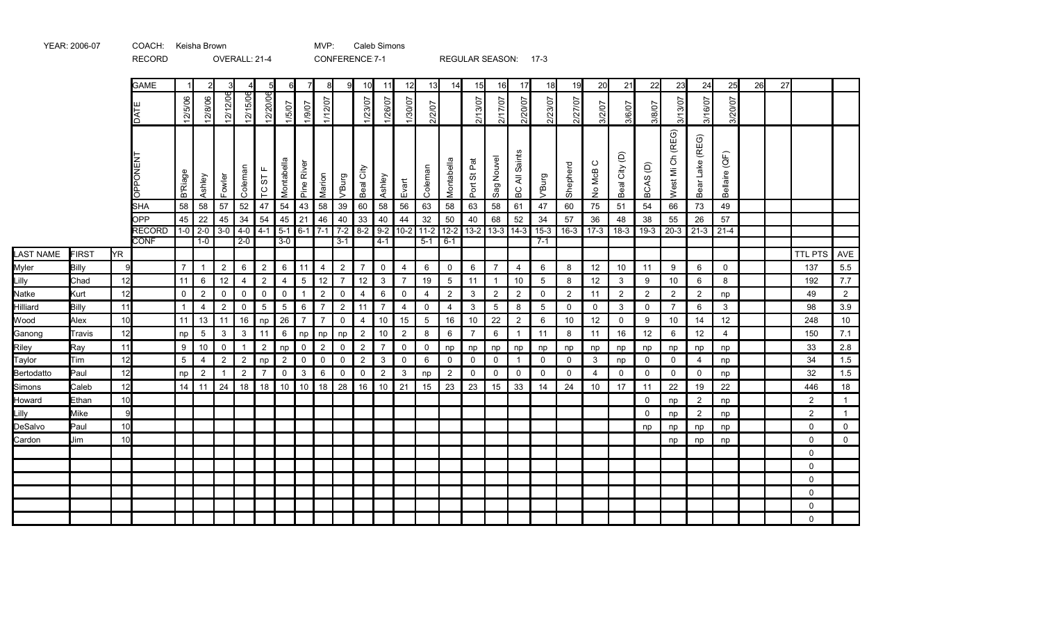YEAR: 2006-07 COACH: Keisha Brown MVP: Caleb Simons

RECORD OVERALL: 21-4 CONFERENCE 7-1 REGULAR SEASON: 17-3

| | | | GAME | 1 | 2 | 3 | 4 | 5 | 6 | 7 | 8 | 9 | 10 | 11 | 12 | 13 | 14 | 15 | 16 | 17 | 18 | 19 | 20 | 21 | 22 | 23 | 24 | 25 | 26 | 27 | | |
|---|---|---|---|---|---|---|---|---|---|---|---|---|---|---|---|---|---|---|---|---|---|---|---|---|---|---|---|---|---|---|---|---|
| | | | DATE | 12/5/06 | 12/8/06 | 12/12/06 | 12/15/06 | 12/20/06 | 1/5/07 | 1/9/07 | 1/12/07 | | 1/23/07 | 1/26/07 | 1/30/07 | 2/2/07 | | 2/13/07 | 2/17/07 | 2/20/07 | 2/23/07 | 2/27/07 | 3/2/07 | 3/6/07 | 3/8/07 | 3/13/07 | 3/16/07 | 3/20/07 | | | | |
| | | | OPPONENT | B'Riage | Ashley | Fowler | Coleman | TC ST F | Montabella | Pine River | Marion | V'Burg | Beal City | Ashley | Evart | Coleman | Montabella | Port St Pat | Sag Nouvel | BC All Saints | V'Burg | Shepherd | No McB C | Beal City (D) | BCAS (D) | West Mi Ch (REG) | Bear Lake (REG) | Bellaire (QF) | | | | |
| | | | SHA | 58 | 58 | 57 | 52 | 47 | 54 | 43 | 58 | 39 | 60 | 58 | 56 | 63 | 58 | 63 | 58 | 61 | 47 | 60 | 75 | 51 | 54 | 66 | 73 | 49 | | | | |
| | | | OPP | 45 | 22 | 45 | 34 | 54 | 45 | 21 | 46 | 40 | 33 | 40 | 44 | 32 | 50 | 40 | 68 | 52 | 34 | 57 | 36 | 48 | 38 | 55 | 26 | 57 | | | | |
| | | | RECORD | 1-0 | 2-0 | 3-0 | 4-0 | 4-1 | 5-1 | 6-1 | 7-1 | 7-2 | 8-2 | 9-2 | 10-2 | 11-2 | 12-2 | 13-2 | 13-3 | 14-3 | 15-3 | 16-3 | 17-3 | 18-3 | 19-3 | 20-3 | 21-3 | 21-4 | | | | |
| | | | CONF | | 1-0 | | 2-0 | | 3-0 | | | 3-1 | | 4-1 | | 5-1 | 6-1 | | | | 7-1 | | | | | | | | | | | |
| LAST NAME | FIRST | YR | | | | | | | | | | | | | | | | | | | | | | | | | | | | | TTL PTS | AVE |
| Myler | Billy | 9 | | 7 | 1 | 2 | 6 | 2 | 6 | 11 | 4 | 2 | 7 | 0 | 4 | 6 | 0 | 6 | 7 | 4 | 6 | 8 | 12 | 10 | 11 | 9 | 6 | 0 | | | 137 | 5.5 |
| Lilly | Chad | 12 | | 11 | 6 | 12 | 4 | 2 | 4 | 5 | 12 | 7 | 12 | 3 | 7 | 19 | 5 | 11 | 1 | 10 | 5 | 8 | 12 | 3 | 9 | 10 | 6 | 8 | | | 192 | 7.7 |
| Natke | Kurt | 12 | | 0 | 2 | 0 | 0 | 0 | 0 | 1 | 2 | 0 | 4 | 6 | 0 | 4 | 2 | 3 | 2 | 2 | 0 | 2 | 11 | 2 | 2 | 2 | 2 | np | | | 49 | 2 |
| Hilliard | Billy | 11 | | 1 | 4 | 2 | 0 | 5 | 5 | 6 | 7 | 2 | 11 | 7 | 4 | 0 | 4 | 3 | 5 | 8 | 5 | 0 | 0 | 3 | 0 | 7 | 6 | 3 | | | 98 | 3.9 |
| Wood | Alex | 10 | | 11 | 13 | 11 | 16 | np | 26 | 7 | 7 | 0 | 4 | 10 | 15 | 5 | 16 | 10 | 22 | 2 | 6 | 10 | 12 | 0 | 9 | 10 | 14 | 12 | | | 248 | 10 |
| Ganong | Travis | 12 | | np | 5 | 3 | 3 | 11 | 6 | np | np | np | 2 | 10 | 2 | 8 | 6 | 7 | 6 | 1 | 11 | 8 | 11 | 16 | 12 | 6 | 12 | 4 | | | 150 | 7.1 |
| Riley | Ray | 11 | | 9 | 10 | 0 | 1 | 2 | np | 0 | 2 | 0 | 2 | 7 | 0 | 0 | np | np | np | np | np | np | np | np | np | np | np | np | | | 33 | 2.8 |
| Taylor | Tim | 12 | | 5 | 4 | 2 | 2 | np | 2 | 0 | 0 | 0 | 2 | 3 | 0 | 6 | 0 | 0 | 0 | 1 | 0 | 0 | 3 | np | 0 | 0 | 4 | np | | | 34 | 1.5 |
| Bertodatto | Paul | 12 | | np | 2 | 1 | 2 | 7 | 0 | 3 | 6 | 0 | 0 | 2 | 3 | np | 2 | 0 | 0 | 0 | 0 | 0 | 4 | 0 | 0 | 0 | 0 | np | | | 32 | 1.5 |
| Simons | Caleb | 12 | | 14 | 11 | 24 | 18 | 18 | 10 | 10 | 18 | 28 | 16 | 10 | 21 | 15 | 23 | 23 | 15 | 33 | 14 | 24 | 10 | 17 | 11 | 22 | 19 | 22 | | | 446 | 18 |
| Howard | Ethan | 10 | | | | | | | | | | | | | | | | | | | | | | | 0 | np | 2 | np | | | 2 | 1 |
| Lilly | Mike | 9 | | | | | | | | | | | | | | | | | | | | | | | 0 | np | 2 | np | | | 2 | 1 |
| DeSalvo | Paul | 10 | | | | | | | | | | | | | | | | | | | | | | | np | np | np | np | | | 0 | 0 |
| Cardon | Jim | 10 | | | | | | | | | | | | | | | | | | | | | | | | np | np | np | | | 0 | 0 |
| | | | | | | | | | | | | | | | | | | | | | | | | | | | | | | | 0 | |
| | | | | | | | | | | | | | | | | | | | | | | | | | | | | | | | 0 | |
| | | | | | | | | | | | | | | | | | | | | | | | | | | | | | | | 0 | |
| | | | | | | | | | | | | | | | | | | | | | | | | | | | | | | | 0 | |
| | | | | | | | | | | | | | | | | | | | | | | | | | | | | | | | 0 | |
| | | | | | | | | | | | | | | | | | | | | | | | | | | | | | | | 0 | |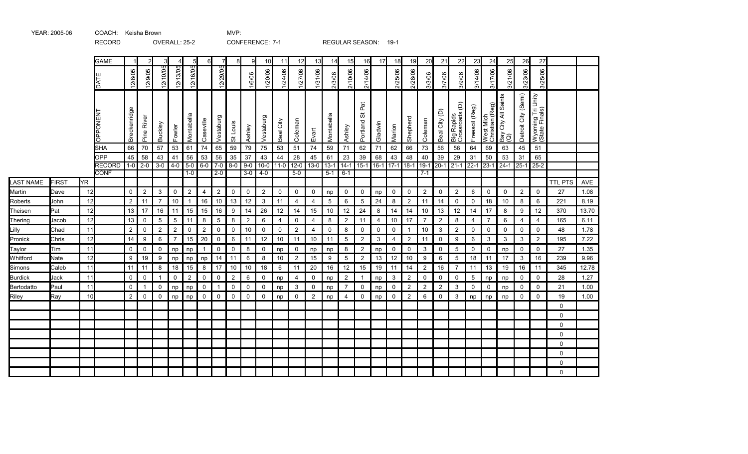YEAR: 2005-06 COACH: Keisha Brown MVP:

RECORD OVERALL: 25-2 CONFERENCE: 7-1 REGULAR SEASON: 19-1

| | | | GAME | 1 | 2 | 3 | 4 | 5 | 6 | 7 | 8 | 9 | 10 | 11 | 12 | 13 | 14 | 15 | 16 | 17 | 18 | 19 | 20 | 21 | 22 | 23 | 24 | 25 | 26 | 27 | | |
|---|---|---|---|---|---|---|---|---|---|---|---|---|---|---|---|---|---|---|---|---|---|---|---|---|---|---|---|---|---|---|---|---|
| | | | DATE | 12/6/05 | 12/9/05 | 12/10/05 | 12/13/05 | 12/16/05 | | 12/29/05 | | 1/6/06 | 1/20/06 | 1/24/06 | 1/27/06 | 1/31/06 | 2/3/06 | 2/10/06 | 2/14/06 | | 2/25/06 | 2/28/06 | 3/3/06 | 3/7/06 | 3/9/06 | 3/14/06 | 3/17/06 | 3/21/06 | 3/23/06 | 3/25/06 | | |
| | | | OPPONENT | Breckenridge | Pine River | Buckley | Fowler | Montabella | Caseville | Vestaburg | St Louis | Ashley | Vestaburg | Beal City | Coleman | Evart | Montabella | Ashley | Portland St Pat | Gladwin | Marion | Shepherd | Coleman | Beal City (D) | Big Rapids Crossroads (D) | Freesoil (Reg) | West Mich Christian (Reg) | Bay City All Saints (Q) | Detroit City (Semi) | Wyoming Tri Unity (State Finals) | | |
| | | | SHA | 66 | 70 | 57 | 53 | 61 | 74 | 65 | 59 | 79 | 75 | 53 | 51 | 74 | 59 | 71 | 62 | 71 | 62 | 66 | 73 | 56 | 56 | 64 | 69 | 63 | 45 | 51 | | |
| | | | OPP | 45 | 58 | 43 | 41 | 56 | 53 | 56 | 35 | 37 | 43 | 44 | 28 | 45 | 61 | 23 | 39 | 68 | 43 | 48 | 40 | 39 | 29 | 31 | 50 | 53 | 31 | 65 | | |
| | | | RECORD | 1-0 | 2-0 | 3-0 | 4-0 | 5-0 | 6-0 | 7-0 | 8-0 | 9-0 | 10-0 | 11-0 | 12-0 | 13-0 | 13-1 | 14-1 | 15-1 | 16-1 | 17-1 | 18-1 | 19-1 | 20-1 | 21-1 | 22-1 | 23-1 | 24-1 | 25-1 | 25-2 | | |
| | | | CONF | | | | | 1-0 | | 2-0 | | 3-0 | 4-0 | | 5-0 | | 5-1 | 6-1 | | | | | 7-1 | | | | | | | | | |
| LAST NAME | FIRST | YR | | | | | | | | | | | | | | | | | | | | | | | | | | | | | TTL PTS | AVE |
| Martin | Dave | 12 | | 0 | 2 | 3 | 0 | 2 | 4 | 2 | 0 | 0 | 2 | 0 | 0 | 0 | np | 0 | 0 | np | 0 | 0 | 2 | 0 | 2 | 6 | 0 | 0 | 2 | 0 | 27 | 1.08 |
| Roberts | John | 12 | | 2 | 11 | 7 | 10 | 1 | 16 | 10 | 13 | 12 | 3 | 11 | 4 | 4 | 5 | 6 | 5 | 24 | 8 | 2 | 11 | 14 | 0 | 0 | 18 | 10 | 8 | 6 | 221 | 8.19 |
| Theisen | Pat | 12 | | 13 | 17 | 16 | 11 | 15 | 15 | 16 | 9 | 14 | 26 | 12 | 14 | 15 | 10 | 12 | 24 | 8 | 14 | 14 | 10 | 13 | 12 | 14 | 17 | 8 | 9 | 12 | 370 | 13.70 |
| Thering | Jacob | 12 | | 13 | 0 | 5 | 5 | 11 | 8 | 5 | 8 | 2 | 6 | 4 | 0 | 4 | 8 | 2 | 11 | 4 | 10 | 17 | 7 | 2 | 8 | 4 | 7 | 6 | 4 | 4 | 165 | 6.11 |
| Lilly | Chad | 11 | | 2 | 0 | 2 | 2 | 0 | 2 | 0 | 0 | 10 | 0 | 0 | 2 | 4 | 0 | 8 | 0 | 0 | 0 | 1 | 10 | 3 | 2 | 0 | 0 | 0 | 0 | 0 | 48 | 1.78 |
| Pronick | Chris | 12 | | 14 | 9 | 6 | 7 | 15 | 20 | 0 | 6 | 11 | 12 | 10 | 11 | 10 | 11 | 5 | 2 | 3 | 4 | 2 | 11 | 0 | 9 | 6 | 3 | 3 | 3 | 2 | 195 | 7.22 |
| Taylor | Tim | 11 | | 0 | 0 | 0 | np | np | 1 | 0 | 0 | 8 | 0 | np | 0 | np | np | 8 | 2 | np | 0 | 0 | 3 | 0 | 5 | 0 | 0 | np | 0 | 0 | 27 | 1.35 |
| Whitford | Nate | 12 | | 9 | 19 | 9 | np | np | np | 14 | 11 | 6 | 8 | 10 | 2 | 15 | 9 | 5 | 2 | 13 | 12 | 10 | 9 | 6 | 5 | 18 | 11 | 17 | 3 | 16 | 239 | 9.96 |
| Simons | Caleb | 11 | | 11 | 11 | 8 | 18 | 15 | 8 | 17 | 10 | 10 | 18 | 6 | 11 | 20 | 16 | 12 | 15 | 19 | 11 | 14 | 2 | 16 | 7 | 11 | 13 | 19 | 16 | 11 | 345 | 12.78 |
| Burdick | Jack | 11 | | 0 | 0 | 1 | 0 | 2 | 0 | 0 | 2 | 6 | 0 | np | 4 | 0 | np | 2 | 1 | np | 3 | 2 | 0 | 0 | 0 | 5 | np | np | 0 | 0 | 28 | 1.27 |
| Bertodatto | Paul | 11 | | 0 | 1 | 0 | np | np | 0 | 1 | 0 | 0 | 0 | np | 3 | 0 | np | 7 | 0 | np | 0 | 2 | 2 | 2 | 3 | 0 | 0 | np | 0 | 0 | 21 | 1.00 |
| Riley | Ray | 10 | | 2 | 0 | 0 | np | np | 0 | 0 | 0 | 0 | 0 | np | 0 | 2 | np | 4 | 0 | np | 0 | 2 | 6 | 0 | 3 | np | np | np | 0 | 0 | 19 | 1.00 |
| | | | | | | | | | | | | | | | | | | | | | | | | | | | | | | | 0 | |
| | | | | | | | | | | | | | | | | | | | | | | | | | | | | | | | 0 | |
| | | | | | | | | | | | | | | | | | | | | | | | | | | | | | | | 0 | |
| | | | | | | | | | | | | | | | | | | | | | | | | | | | | | | | 0 | |
| | | | | | | | | | | | | | | | | | | | | | | | | | | | | | | | 0 | |
| | | | | | | | | | | | | | | | | | | | | | | | | | | | | | | | 0 | |
| | | | | | | | | | | | | | | | | | | | | | | | | | | | | | | | 0 | |
| | | | | | | | | | | | | | | | | | | | | | | | | | | | | | | | 0 | |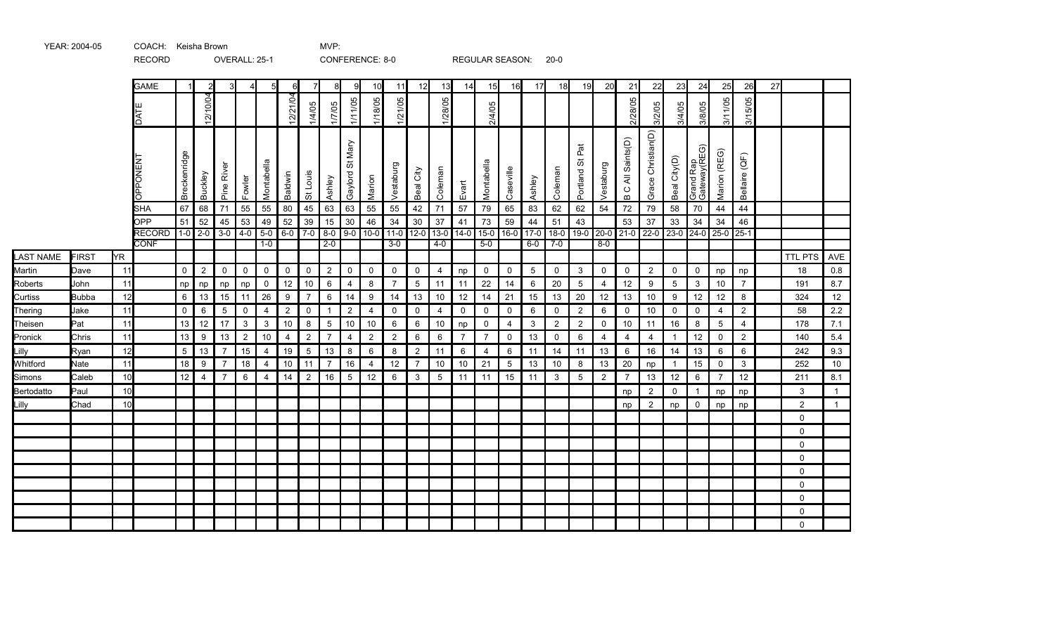YEAR: 2004-05 COACH: Keisha Brown MVP:

RECORD OVERALL: 25-1 CONFERENCE: 8-0 REGULAR SEASON: 20-0

| LAST NAME | FIRST | YR | GAME | 1 | 2 | 3 | 4 | 5 | 6 | 7 | 8 | 9 | 10 | 11 | 12 | 13 | 14 | 15 | 16 | 17 | 18 | 19 | 20 | 21 | 22 | 23 | 24 | 25 | 26 | 27 | | |
|---|---|---|---|---|---|---|---|---|---|---|---|---|---|---|---|---|---|---|---|---|---|---|---|---|---|---|---|---|---|---|---|---|
| | | | DATE | | 12/10/04 | | | | 12/21/04 | 1/4/05 | 1/7/05 | 1/11/05 | 1/18/05 | 1/21/05 | | 1/28/05 | | 2/4/05 | | | | | | 2/28/05 | 3/2/05 | 3/4/05 | 3/8/05 | 3/11/05 | 3/15/05 | | | |
| | | | OPPONENT | Breckenridge | Buckley | Pine River | Fowler | Montabella | Baldwin | St Louis | Ashley | Gaylord St Mary | Marion | Vestaburg | Beal City | Coleman | Evart | Montabella | Caseville | Ashley | Coleman | Portland St Pat | Vestaburg | B C All Saints(D) | Grace Christian(D) | Beal City(D) | Grand Rap Gateway(REG) | Marion (REG) | Bellaire (QF) | | | |
| | | | SHA | 67 | 68 | 71 | 55 | 55 | 80 | 45 | 63 | 63 | 55 | 55 | 42 | 71 | 57 | 79 | 65 | 83 | 62 | 62 | 54 | 72 | 79 | 58 | 70 | 44 | 44 | | | |
| | | | OPP | 51 | 52 | 45 | 53 | 49 | 52 | 39 | 15 | 30 | 46 | 34 | 30 | 37 | 41 | 73 | 59 | 44 | 51 | 43 | | 53 | 37 | 33 | 34 | 34 | 46 | | | |
| | | | RECORD | 1-0 | 2-0 | 3-0 | 4-0 | 5-0 | 6-0 | 7-0 | 8-0 | 9-0 | 10-0 | 11-0 | 12-0 | 13-0 | 14-0 | 15-0 | 16-0 | 17-0 | 18-0 | 19-0 | 20-0 | 21-0 | 22-0 | 23-0 | 24-0 | 25-0 | 25-1 | | | |
| | | | CONF | | | | | 1-0 | | | 2-0 | | | 3-0 | | 4-0 | | 5-0 | | 6-0 | 7-0 | | 8-0 | | | | | | | | | |
| LAST NAME | FIRST | YR | | | | | | | | | | | | | | | | | | | | | | | | | | | | | TTL PTS | AVE |
| Martin | Dave | 11 | | 0 | 2 | 0 | 0 | 0 | 0 | 0 | 2 | 0 | 0 | 0 | 0 | 4 | np | 0 | 0 | 5 | 0 | 3 | 0 | 0 | 2 | 0 | 0 | np | np | | 18 | 0.8 |
| Roberts | John | 11 | | np | np | np | np | 0 | 12 | 10 | 6 | 4 | 8 | 7 | 5 | 11 | 11 | 22 | 14 | 6 | 20 | 5 | 4 | 12 | 9 | 5 | 3 | 10 | 7 | | 191 | 8.7 |
| Curtiss | Bubba | 12 | | 6 | 13 | 15 | 11 | 26 | 9 | 7 | 6 | 14 | 9 | 14 | 13 | 10 | 12 | 14 | 21 | 15 | 13 | 20 | 12 | 13 | 10 | 9 | 12 | 12 | 8 | | 324 | 12 |
| Thering | Jake | 11 | | 0 | 6 | 5 | 0 | 4 | 2 | 0 | 1 | 2 | 4 | 0 | 0 | 4 | 0 | 0 | 0 | 6 | 0 | 2 | 6 | 0 | 10 | 0 | 0 | 4 | 2 | | 58 | 2.2 |
| Theisen | Pat | 11 | | 13 | 12 | 17 | 3 | 3 | 10 | 8 | 5 | 10 | 10 | 6 | 6 | 10 | np | 0 | 4 | 3 | 2 | 2 | 0 | 10 | 11 | 16 | 8 | 5 | 4 | | 178 | 7.1 |
| Pronick | Chris | 11 | | 13 | 9 | 13 | 2 | 10 | 4 | 2 | 7 | 4 | 2 | 2 | 6 | 6 | 7 | 7 | 0 | 13 | 0 | 6 | 4 | 4 | 4 | 1 | 12 | 0 | 2 | | 140 | 5.4 |
| Lilly | Ryan | 12 | | 5 | 13 | 7 | 15 | 4 | 19 | 5 | 13 | 8 | 6 | 8 | 2 | 11 | 6 | 4 | 6 | 11 | 14 | 11 | 13 | 6 | 16 | 14 | 13 | 6 | 6 | | 242 | 9.3 |
| Whitford | Nate | 11 | | 18 | 9 | 7 | 18 | 4 | 10 | 11 | 7 | 16 | 4 | 12 | 7 | 10 | 10 | 21 | 5 | 13 | 10 | 8 | 13 | 20 | np | 1 | 15 | 0 | 3 | | 252 | 10 |
| Simons | Caleb | 10 | | 12 | 4 | 7 | 6 | 4 | 14 | 2 | 16 | 5 | 12 | 6 | 3 | 5 | 11 | 11 | 15 | 11 | 3 | 5 | 2 | 7 | 13 | 12 | 6 | 7 | 12 | | 211 | 8.1 |
| Bertodatto | Paul | 10 | | | | | | | | | | | | | | | | | | | | | | np | 2 | 0 | 1 | np | np | | 3 | 1 |
| Lilly | Chad | 10 | | | | | | | | | | | | | | | | | | | | | | np | 2 | np | 0 | np | np | | 2 | 1 |
| | | | | | | | | | | | | | | | | | | | | | | | | | | | | | | | 0 | |
| | | | | | | | | | | | | | | | | | | | | | | | | | | | | | | | 0 | |
| | | | | | | | | | | | | | | | | | | | | | | | | | | | | | | | 0 | |
| | | | | | | | | | | | | | | | | | | | | | | | | | | | | | | | 0 | |
| | | | | | | | | | | | | | | | | | | | | | | | | | | | | | | | 0 | |
| | | | | | | | | | | | | | | | | | | | | | | | | | | | | | | | 0 | |
| | | | | | | | | | | | | | | | | | | | | | | | | | | | | | | | 0 | |
| | | | | | | | | | | | | | | | | | | | | | | | | | | | | | | | 0 | |
| | | | | | | | | | | | | | | | | | | | | | | | | | | | | | | | 0 | |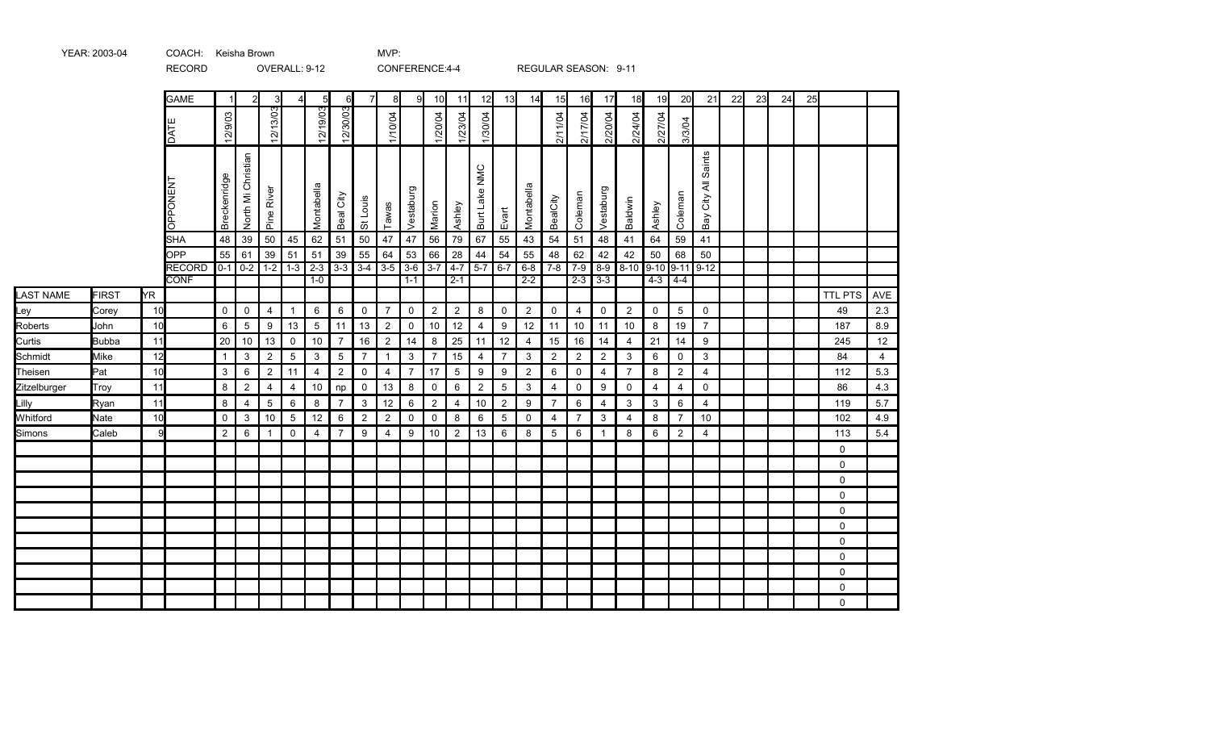YEAR: 2003-04 COACH: Keisha Brown MVP:

RECORD OVERALL: 9-12 CONFERENCE:4-4 REGULAR SEASON: 9-11

| | | | GAME | 1 | 2 | 3 | 4 | 5 | 6 | 7 | 8 | 9 | 10 | 11 | 12 | 13 | 14 | 15 | 16 | 17 | 18 | 19 | 20 | 21 | 22 | 23 | 24 | 25 | | |
|---|---|---|---|---|---|---|---|---|---|---|---|---|---|---|---|---|---|---|---|---|---|---|---|---|---|---|---|---|---|---|
| | | | DATE | 12/9/03 | | 12/13/03 | | 12/19/03 | 12/30/03 | | 1/10/04 | | 1/20/04 | 1/23/04 | 1/30/04 | | | 2/11/04 | 2/17/04 | 2/20/04 | 2/24/04 | 2/27/04 | 3/3/04 | | | | | | | |
| | | | OPPONENT | Breckenridge | North Mi Christian | Pine River | | Montabella | Beal City | St Louis | Tawas | Vestaburg | Marion | Ashley | Burt Lake NMC | Evart | Montabella | BealCity | Coleman | Vestaburg | Baldwin | Ashley | Coleman | Bay City All Saints | | | | | | |
| | | | SHA | 48 | 39 | 50 | 45 | 62 | 51 | 50 | 47 | 47 | 56 | 79 | 67 | 55 | 43 | 54 | 51 | 48 | 41 | 64 | 59 | 41 | | | | | | |
| | | | OPP | 55 | 61 | 39 | 51 | 51 | 39 | 55 | 64 | 53 | 66 | 28 | 44 | 54 | 55 | 48 | 62 | 42 | 42 | 50 | 68 | 50 | | | | | | |
| | | | RECORD | 0-1 | 0-2 | 1-2 | 1-3 | 2-3 | 3-3 | 3-4 | 3-5 | 3-6 | 3-7 | 4-7 | 5-7 | 6-7 | 6-8 | 7-8 | 7-9 | 8-9 | 8-10 | 9-10 | 9-11 | 9-12 | | | | | | |
| | | | CONF | | | | | 1-0 | | | | 1-1 | | 2-1 | | | 2-2 | | 2-3 | 3-3 | | 4-3 | 4-4 | | | | | | | |
| LAST NAME | FIRST | YR | | | | | | | | | | | | | | | | | | | | | | | | | | | TTL PTS | AVE |
| Ley | Corey | 10 | | 0 | 0 | 4 | 1 | 6 | 6 | 0 | 7 | 0 | 2 | 2 | 8 | 0 | 2 | 0 | 4 | 0 | 2 | 0 | 5 | 0 | | | | | 49 | 2.3 |
| Roberts | John | 10 | | 6 | 5 | 9 | 13 | 5 | 11 | 13 | 2 | 0 | 10 | 12 | 4 | 9 | 12 | 11 | 10 | 11 | 10 | 8 | 19 | 7 | | | | | 187 | 8.9 |
| Curtis | Bubba | 11 | | 20 | 10 | 13 | 0 | 10 | 7 | 16 | 2 | 14 | 8 | 25 | 11 | 12 | 4 | 15 | 16 | 14 | 4 | 21 | 14 | 9 | | | | | 245 | 12 |
| Schmidt | Mike | 12 | | 1 | 3 | 2 | 5 | 3 | 5 | 7 | 1 | 3 | 7 | 15 | 4 | 7 | 3 | 2 | 2 | 2 | 3 | 6 | 0 | 3 | | | | | 84 | 4 |
| Theisen | Pat | 10 | | 3 | 6 | 2 | 11 | 4 | 2 | 0 | 4 | 7 | 17 | 5 | 9 | 9 | 2 | 6 | 0 | 4 | 7 | 8 | 2 | 4 | | | | | 112 | 5.3 |
| Zitzelburger | Troy | 11 | | 8 | 2 | 4 | 4 | 10 | np | 0 | 13 | 8 | 0 | 6 | 2 | 5 | 3 | 4 | 0 | 9 | 0 | 4 | 4 | 0 | | | | | 86 | 4.3 |
| Lilly | Ryan | 11 | | 8 | 4 | 5 | 6 | 8 | 7 | 3 | 12 | 6 | 2 | 4 | 10 | 2 | 9 | 7 | 6 | 4 | 3 | 3 | 6 | 4 | | | | | 119 | 5.7 |
| Whitford | Nate | 10 | | 0 | 3 | 10 | 5 | 12 | 6 | 2 | 2 | 0 | 0 | 8 | 6 | 5 | 0 | 4 | 7 | 3 | 4 | 8 | 7 | 10 | | | | | 102 | 4.9 |
| Simons | Caleb | 9 | | 2 | 6 | 1 | 0 | 4 | 7 | 9 | 4 | 9 | 10 | 2 | 13 | 6 | 8 | 5 | 6 | 1 | 8 | 6 | 2 | 4 | | | | | 113 | 5.4 |
| | | | | | | | | | | | | | | | | | | | | | | | | | | | | | 0 | |
| | | | | | | | | | | | | | | | | | | | | | | | | | | | | | 0 | |
| | | | | | | | | | | | | | | | | | | | | | | | | | | | | | 0 | |
| | | | | | | | | | | | | | | | | | | | | | | | | | | | | | 0 | |
| | | | | | | | | | | | | | | | | | | | | | | | | | | | | | 0 | |
| | | | | | | | | | | | | | | | | | | | | | | | | | | | | | 0 | |
| | | | | | | | | | | | | | | | | | | | | | | | | | | | | | 0 | |
| | | | | | | | | | | | | | | | | | | | | | | | | | | | | | 0 | |
| | | | | | | | | | | | | | | | | | | | | | | | | | | | | | 0 | |
| | | | | | | | | | | | | | | | | | | | | | | | | | | | | | 0 | |
| | | | | | | | | | | | | | | | | | | | | | | | | | | | | | 0 | |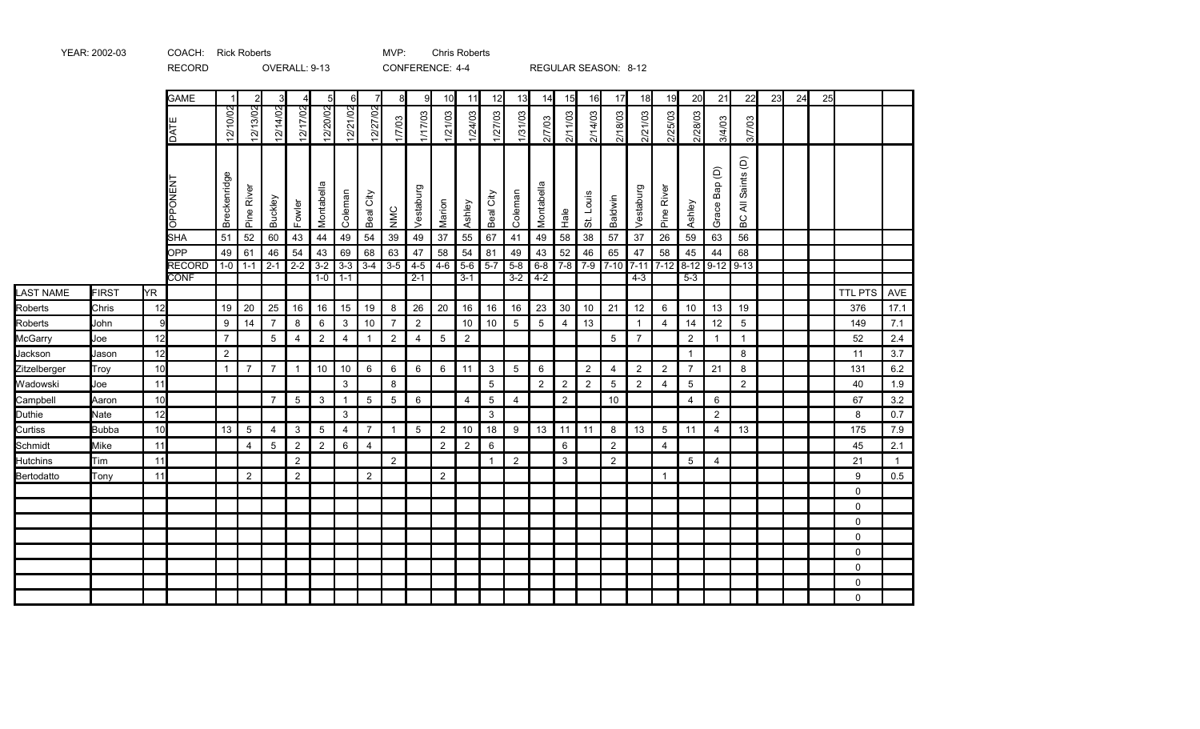YEAR: 2002-03 COACH: Rick Roberts MVP: Chris Roberts

RECORD OVERALL: 9-13 CONFERENCE: 4-4 REGULAR SEASON: 8-12

| | | | GAME | 1 | 2 | 3 | 4 | 5 | 6 | 7 | 8 | 9 | 10 | 11 | 12 | 13 | 14 | 15 | 16 | 17 | 18 | 19 | 20 | 21 | 22 | 23 | 24 | 25 | | |
|---|---|---|---|---|---|---|---|---|---|---|---|---|---|---|---|---|---|---|---|---|---|---|---|---|---|---|---|---|---|---|
| | | | DATE | 12/10/02 | 12/13/02 | 12/14/02 | 12/17/02 | 12/20/02 | 12/21/02 | 12/27/02 | 1/7/03 | 1/17/03 | 1/21/03 | 1/24/03 | 1/27/03 | 1/31/03 | 2/7/03 | 2/11/03 | 2/14/03 | 2/18/03 | 2/21/03 | 2/25/03 | 2/28/03 | 3/4/03 | 3/7/03 | | | | | |
| | | | OPPONENT | Breckenridge | Pine River | Buckley | Fowler | Montabella | Coleman | Beal City | NMC | Vestaburg | Marion | Ashley | Beal City | Coleman | Montabella | Hale | St. Louis | Baldwin | Vestaburg | Pine River | Ashley | Grace Bap (D) | BC All Saints (D) | | | | | |
| | | | SHA | 51 | 52 | 60 | 43 | 44 | 49 | 54 | 39 | 49 | 37 | 55 | 67 | 41 | 49 | 58 | 38 | 57 | 37 | 26 | 59 | 63 | 56 | | | | | |
| | | | OPP | 49 | 61 | 46 | 54 | 43 | 69 | 68 | 63 | 47 | 58 | 54 | 81 | 49 | 43 | 52 | 46 | 65 | 47 | 58 | 45 | 44 | 68 | | | | | |
| | | | RECORD | 1-0 | 1-1 | 2-1 | 2-2 | 3-2 | 3-3 | 3-4 | 3-5 | 4-5 | 4-6 | 5-6 | 5-7 | 5-8 | 6-8 | 7-8 | 7-9 | 7-10 | 7-11 | 7-12 | 8-12 | 9-12 | 9-13 | | | | | |
| | | | CONF | | | | | 1-0 | 1-1 | | | 2-1 | | 3-1 | | 3-2 | 4-2 | | | | 4-3 | | 5-3 | | | | | | | |
| LAST NAME | FIRST | YR | | | | | | | | | | | | | | | | | | | | | | | | | | | TTL PTS | AVE |
| Roberts | Chris | 12 | | 19 | 20 | 25 | 16 | 16 | 15 | 19 | 8 | 26 | 20 | 16 | 16 | 16 | 23 | 30 | 10 | 21 | 12 | 6 | 10 | 13 | 19 | | | | 376 | 17.1 |
| Roberts | John | 9 | | 9 | 14 | 7 | 8 | 6 | 3 | 10 | 7 | 2 | | 10 | 10 | 5 | 5 | 4 | 13 | | 1 | 4 | 14 | 12 | 5 | | | | 149 | 7.1 |
| McGarry | Joe | 12 | | 7 | | 5 | 4 | 2 | 4 | 1 | 2 | 4 | 5 | 2 | | | | | | 5 | 7 | | 2 | 1 | 1 | | | | 52 | 2.4 |
| Jackson | Jason | 12 | | 2 | | | | | | | | | | | | | | | | | | | 1 | | 8 | | | | 11 | 3.7 |
| Zitzelberger | Troy | 10 | | 1 | 7 | 7 | 1 | 10 | 10 | 6 | 6 | 6 | 6 | 11 | 3 | 5 | 6 | | 2 | 4 | 2 | 2 | 7 | 21 | 8 | | | | 131 | 6.2 |
| Wadowski | Joe | 11 | | | | | | | 3 | | 8 | | | | 5 | | 2 | 2 | 2 | 5 | 2 | 4 | 5 | | 2 | | | | 40 | 1.9 |
| Campbell | Aaron | 10 | | | | 7 | 5 | 3 | 1 | 5 | 5 | 6 | | 4 | 5 | 4 | | 2 | | 10 | | | 4 | 6 | | | | | 67 | 3.2 |
| Duthie | Nate | 12 | | | | | | | 3 | | | | | | 3 | | | | | | | | | 2 | | | | | 8 | 0.7 |
| Curtiss | Bubba | 10 | | 13 | 5 | 4 | 3 | 5 | 4 | 7 | 1 | 5 | 2 | 10 | 18 | 9 | 13 | 11 | 11 | 8 | 13 | 5 | 11 | 4 | 13 | | | | 175 | 7.9 |
| Schmidt | Mike | 11 | | | 4 | 5 | 2 | 2 | 6 | 4 | | | 2 | 2 | 6 | | | 6 | | 2 | | 4 | | | | | | | 45 | 2.1 |
| Hutchins | Tim | 11 | | | | | 2 | | | | 2 | | | | 1 | 2 | | 3 | | 2 | | | 5 | 4 | | | | | 21 | 1 |
| Bertodatto | Tony | 11 | | | | 2 | 2 | | | 2 | | | 2 | | | | | | | | | 1 | | | | | | | 9 | 0.5 |
| | | | | | | | | | | | | | | | | | | | | | | | | | | | | | 0 | |
| | | | | | | | | | | | | | | | | | | | | | | | | | | | | | 0 | |
| | | | | | | | | | | | | | | | | | | | | | | | | | | | | | 0 | |
| | | | | | | | | | | | | | | | | | | | | | | | | | | | | | 0 | |
| | | | | | | | | | | | | | | | | | | | | | | | | | | | | | 0 | |
| | | | | | | | | | | | | | | | | | | | | | | | | | | | | | 0 | |
| | | | | | | | | | | | | | | | | | | | | | | | | | | | | | 0 | |
| | | | | | | | | | | | | | | | | | | | | | | | | | | | | | 0 | |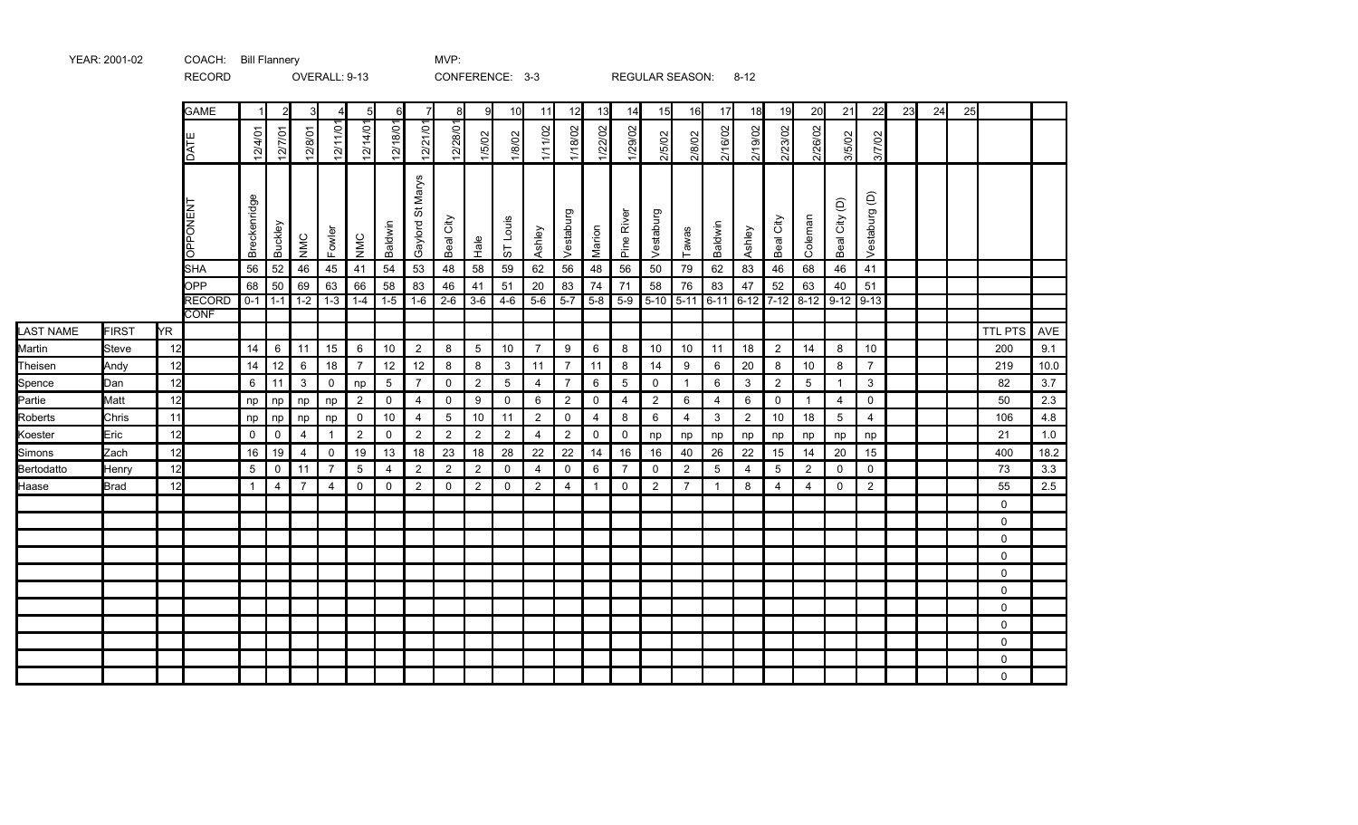YEAR: 2001-02 COACH: Bill Flannery MVP:

RECORD OVERALL: 9-13 CONFERENCE: 3-3 REGULAR SEASON: 8-12

| | | | GAME | 1 | 2 | 3 | 4 | 5 | 6 | 7 | 8 | 9 | 10 | 11 | 12 | 13 | 14 | 15 | 16 | 17 | 18 | 19 | 20 | 21 | 22 | 23 | 24 | 25 | | |
|---|---|---|---|---|---|---|---|---|---|---|---|---|---|---|---|---|---|---|---|---|---|---|---|---|---|---|---|---|---|---|
| | | | DATE | 12/4/01 | 12/7/01 | 12/8/01 | 12/11/01 | 12/14/01 | 12/18/01 | 12/21/01 | 12/28/01 | 1/5/02 | 1/8/02 | 1/11/02 | 1/18/02 | 1/22/02 | 1/29/02 | 2/5/02 | 2/8/02 | 2/16/02 | 2/19/02 | 2/23/02 | 2/26/02 | 3/5/02 | 3/7/02 | | | | | |
| | | | OPPONENT | Breckenridge | Buckley | NMC | Fowler | NMC | Baldwin | Gaylord St Marys | Beal City | Hale | ST Louis | Ashley | Vestaburg | Marion | Pine River | Vestaburg | Tawas | Baldwin | Ashley | Beal City | Coleman | Beal City (D) | Vestaburg (D) | | | | | |
| | | | SHA | 56 | 52 | 46 | 45 | 41 | 54 | 53 | 48 | 58 | 59 | 62 | 56 | 48 | 56 | 50 | 79 | 62 | 83 | 46 | 68 | 46 | 41 | | | | | |
| | | | OPP | 68 | 50 | 69 | 63 | 66 | 58 | 83 | 46 | 41 | 51 | 20 | 83 | 74 | 71 | 58 | 76 | 83 | 47 | 52 | 63 | 40 | 51 | | | | | |
| | | | RECORD | 0-1 | 1-1 | 1-2 | 1-3 | 1-4 | 1-5 | 1-6 | 2-6 | 3-6 | 4-6 | 5-6 | 5-7 | 5-8 | 5-9 | 5-10 | 5-11 | 6-11 | 6-12 | 7-12 | 8-12 | 9-12 | 9-13 | | | | | |
| | | | CONF | | | | | | | | | | | | | | | | | | | | | | | | | | | |
| LAST NAME | FIRST | YR | | | | | | | | | | | | | | | | | | | | | | | | | | | TTL PTS | AVE |
| Martin | Steve | 12 | | 14 | 6 | 11 | 15 | 6 | 10 | 2 | 8 | 5 | 10 | 7 | 9 | 6 | 8 | 10 | 10 | 11 | 18 | 2 | 14 | 8 | 10 | | | | 200 | 9.1 |
| Theisen | Andy | 12 | | 14 | 12 | 6 | 18 | 7 | 12 | 12 | 8 | 8 | 3 | 11 | 7 | 11 | 8 | 14 | 9 | 6 | 20 | 8 | 10 | 8 | 7 | | | | 219 | 10.0 |
| Spence | Dan | 12 | | 6 | 11 | 3 | 0 | np | 5 | 7 | 0 | 2 | 5 | 4 | 7 | 6 | 5 | 0 | 1 | 6 | 3 | 2 | 5 | 1 | 3 | | | | 82 | 3.7 |
| Partie | Matt | 12 | | np | np | np | np | 2 | 0 | 4 | 0 | 9 | 0 | 6 | 2 | 0 | 4 | 2 | 6 | 4 | 6 | 0 | 1 | 4 | 0 | | | | 50 | 2.3 |
| Roberts | Chris | 11 | | np | np | np | np | 0 | 10 | 4 | 5 | 10 | 11 | 2 | 0 | 4 | 8 | 6 | 4 | 3 | 2 | 10 | 18 | 5 | 4 | | | | 106 | 4.8 |
| Koester | Eric | 12 | | 0 | 0 | 4 | 1 | 2 | 0 | 2 | 2 | 2 | 2 | 4 | 2 | 0 | 0 | np | np | np | np | np | np | np | np | | | | 21 | 1.0 |
| Simons | Zach | 12 | | 16 | 19 | 4 | 0 | 19 | 13 | 18 | 23 | 18 | 28 | 22 | 22 | 14 | 16 | 16 | 40 | 26 | 22 | 15 | 14 | 20 | 15 | | | | 400 | 18.2 |
| Bertodatto | Henry | 12 | | 5 | 0 | 11 | 7 | 5 | 4 | 2 | 2 | 2 | 0 | 4 | 0 | 6 | 7 | 0 | 2 | 5 | 4 | 5 | 2 | 0 | 0 | | | | 73 | 3.3 |
| Haase | Brad | 12 | | 1 | 4 | 7 | 4 | 0 | 0 | 2 | 0 | 2 | 0 | 2 | 4 | 1 | 0 | 2 | 7 | 1 | 8 | 4 | 4 | 0 | 2 | | | | 55 | 2.5 |
| | | | | | | | | | | | | | | | | | | | | | | | | | | | | | 0 | |
| | | | | | | | | | | | | | | | | | | | | | | | | | | | | | 0 | |
| | | | | | | | | | | | | | | | | | | | | | | | | | | | | | 0 | |
| | | | | | | | | | | | | | | | | | | | | | | | | | | | | | 0 | |
| | | | | | | | | | | | | | | | | | | | | | | | | | | | | | 0 | |
| | | | | | | | | | | | | | | | | | | | | | | | | | | | | | 0 | |
| | | | | | | | | | | | | | | | | | | | | | | | | | | | | | 0 | |
| | | | | | | | | | | | | | | | | | | | | | | | | | | | | | 0 | |
| | | | | | | | | | | | | | | | | | | | | | | | | | | | | | 0 | |
| | | | | | | | | | | | | | | | | | | | | | | | | | | | | | 0 | |
| | | | | | | | | | | | | | | | | | | | | | | | | | | | | | 0 | |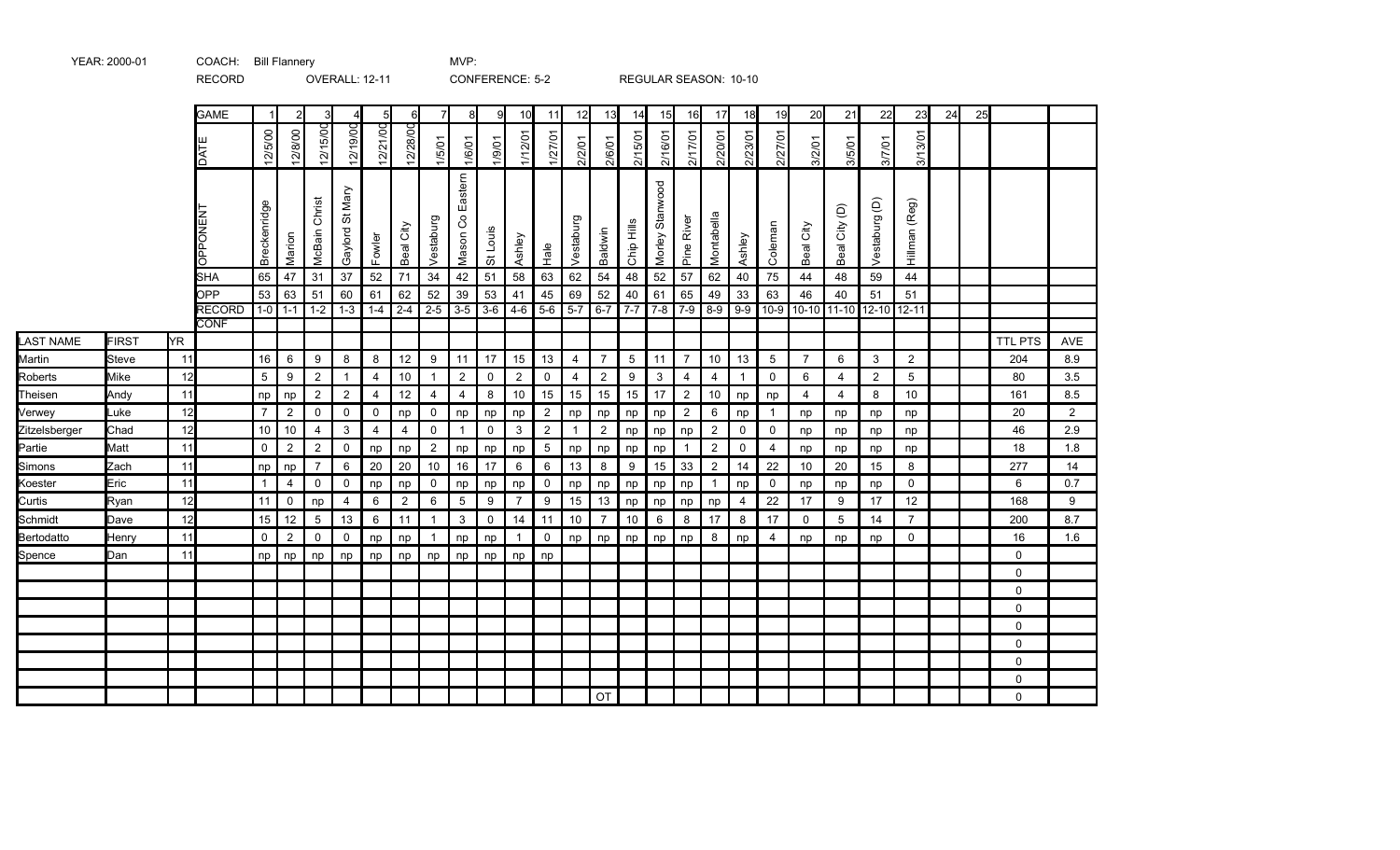YEAR: 2000-01 COACH: Bill Flannery MVP:

RECORD OVERALL: 12-11 CONFERENCE: 5-2 REGULAR SEASON: 10-10

| | | | GAME | 1 | 2 | 3 | 4 | 5 | 6 | 7 | 8 | 9 | 10 | 11 | 12 | 13 | 14 | 15 | 16 | 17 | 18 | 19 | 20 | 21 | 22 | 23 | 24 | 25 | | |
|---|---|---|---|---|---|---|---|---|---|---|---|---|---|---|---|---|---|---|---|---|---|---|---|---|---|---|---|---|---|---|
| | | | DATE | 12/5/00 | 12/8/00 | 12/15/00 | 12/19/00 | 12/21/00 | 12/28/00 | 1/5/01 | 1/6/01 | 1/9/01 | 1/12/01 | 1/27/01 | 2/2/01 | 2/6/01 | 2/15/01 | 2/16/01 | 2/17/01 | 2/20/01 | 2/23/01 | 2/27/01 | 3/2/01 | 3/5/01 | 3/7/01 | 3/13/01 | | | | |
| | | | OPPONENT | Breckenridge | Marion | McBain Christ | Gaylord St Mary | Fowler | Beal City | Vestaburg | Mason Co Eastern | St Louis | Ashley | Hale | Vestaburg | Baldwin | Chip Hills | Morley Stanwood | Pine River | Montabella | Ashley | Coleman | Beal City | Beal City (D) | Vestaburg (D) | Hillman (Reg) | | | | |
| | | | SHA | 65 | 47 | 31 | 37 | 52 | 71 | 34 | 42 | 51 | 58 | 63 | 62 | 54 | 48 | 52 | 57 | 62 | 40 | 75 | 44 | 48 | 59 | 44 | | | | |
| | | | OPP | 53 | 63 | 51 | 60 | 61 | 62 | 52 | 39 | 53 | 41 | 45 | 69 | 52 | 40 | 61 | 65 | 49 | 33 | 63 | 46 | 40 | 51 | 51 | | | | |
| | | | RECORD | 1-0 | 1-1 | 1-2 | 1-3 | 1-4 | 2-4 | 2-5 | 3-5 | 3-6 | 4-6 | 5-6 | 5-7 | 6-7 | 7-7 | 7-8 | 7-9 | 8-9 | 9-9 | 10-9 | 10-10 | 11-10 | 12-10 | 12-11 | | | | |
| | | | CONF | | | | | | | | | | | | | | | | | | | | | | | | | | | |
| LAST NAME | FIRST | YR | | | | | | | | | | | | | | | | | | | | | | | | | | | TTL PTS | AVE |
| Martin | Steve | 11 | | 16 | 6 | 9 | 8 | 8 | 12 | 9 | 11 | 17 | 15 | 13 | 4 | 7 | 5 | 11 | 7 | 10 | 13 | 5 | 7 | 6 | 3 | 2 | | | 204 | 8.9 |
| Roberts | Mike | 12 | | 5 | 9 | 2 | 1 | 4 | 10 | 1 | 2 | 0 | 2 | 0 | 4 | 2 | 9 | 3 | 4 | 4 | 1 | 0 | 6 | 4 | 2 | 5 | | | 80 | 3.5 |
| Theisen | Andy | 11 | | np | np | 2 | 2 | 4 | 12 | 4 | 4 | 8 | 10 | 15 | 15 | 15 | 15 | 17 | 2 | 10 | np | np | 4 | 4 | 8 | 10 | | | 161 | 8.5 |
| Verwey | Luke | 12 | | 7 | 2 | 0 | 0 | 0 | np | 0 | np | np | np | 2 | np | np | np | np | 2 | 6 | np | 1 | np | np | np | np | | | 20 | 2 |
| Zitzelsberger | Chad | 12 | | 10 | 10 | 4 | 3 | 4 | 4 | 0 | 1 | 0 | 3 | 2 | 1 | 2 | np | np | np | 2 | 0 | 0 | np | np | np | np | | | 46 | 2.9 |
| Partie | Matt | 11 | | 0 | 2 | 2 | 0 | np | np | 2 | np | np | np | 5 | np | np | np | np | 1 | 2 | 0 | 4 | np | np | np | np | | | 18 | 1.8 |
| Simons | Zach | 11 | | np | np | 7 | 6 | 20 | 20 | 10 | 16 | 17 | 6 | 6 | 13 | 8 | 9 | 15 | 33 | 2 | 14 | 22 | 10 | 20 | 15 | 8 | | | 277 | 14 |
| Koester | Eric | 11 | | 1 | 4 | 0 | 0 | np | np | 0 | np | np | np | 0 | np | np | np | np | np | 1 | np | 0 | np | np | np | 0 | | | 6 | 0.7 |
| Curtis | Ryan | 12 | | 11 | 0 | np | 4 | 6 | 2 | 6 | 5 | 9 | 7 | 9 | 15 | 13 | np | np | np | np | 4 | 22 | 17 | 9 | 17 | 12 | | | 168 | 9 |
| Schmidt | Dave | 12 | | 15 | 12 | 5 | 13 | 6 | 11 | 1 | 3 | 0 | 14 | 11 | 10 | 7 | 10 | 6 | 8 | 17 | 8 | 17 | 0 | 5 | 14 | 7 | | | 200 | 8.7 |
| Bertodatto | Henry | 11 | | 0 | 2 | 0 | 0 | np | np | 1 | np | np | 1 | 0 | np | np | np | np | np | 8 | np | 4 | np | np | np | 0 | | | 16 | 1.6 |
| Spence | Dan | 11 | | np | np | np | np | np | np | np | np | np | np | np | | | | | | | | | | | | | | | 0 | |
| | | | | | | | | | | | | | | | | | | | | | | | | | | | | | 0 | |
| | | | | | | | | | | | | | | | | | | | | | | | | | | | | | 0 | |
| | | | | | | | | | | | | | | | | | | | | | | | | | | | | | 0 | |
| | | | | | | | | | | | | | | | | | | | | | | | | | | | | | 0 | |
| | | | | | | | | | | | | | | | | | | | | | | | | | | | | | 0 | |
| | | | | | | | | | | | | | | | | | | | | | | | | | | | | | 0 | |
| | | | | | | | | | | | | | | | | | | | | | | | | | | | | | 0 | |
| | | | | | | | | | | | | | | | | OT | | | | | | | | | | | | | 0 | |